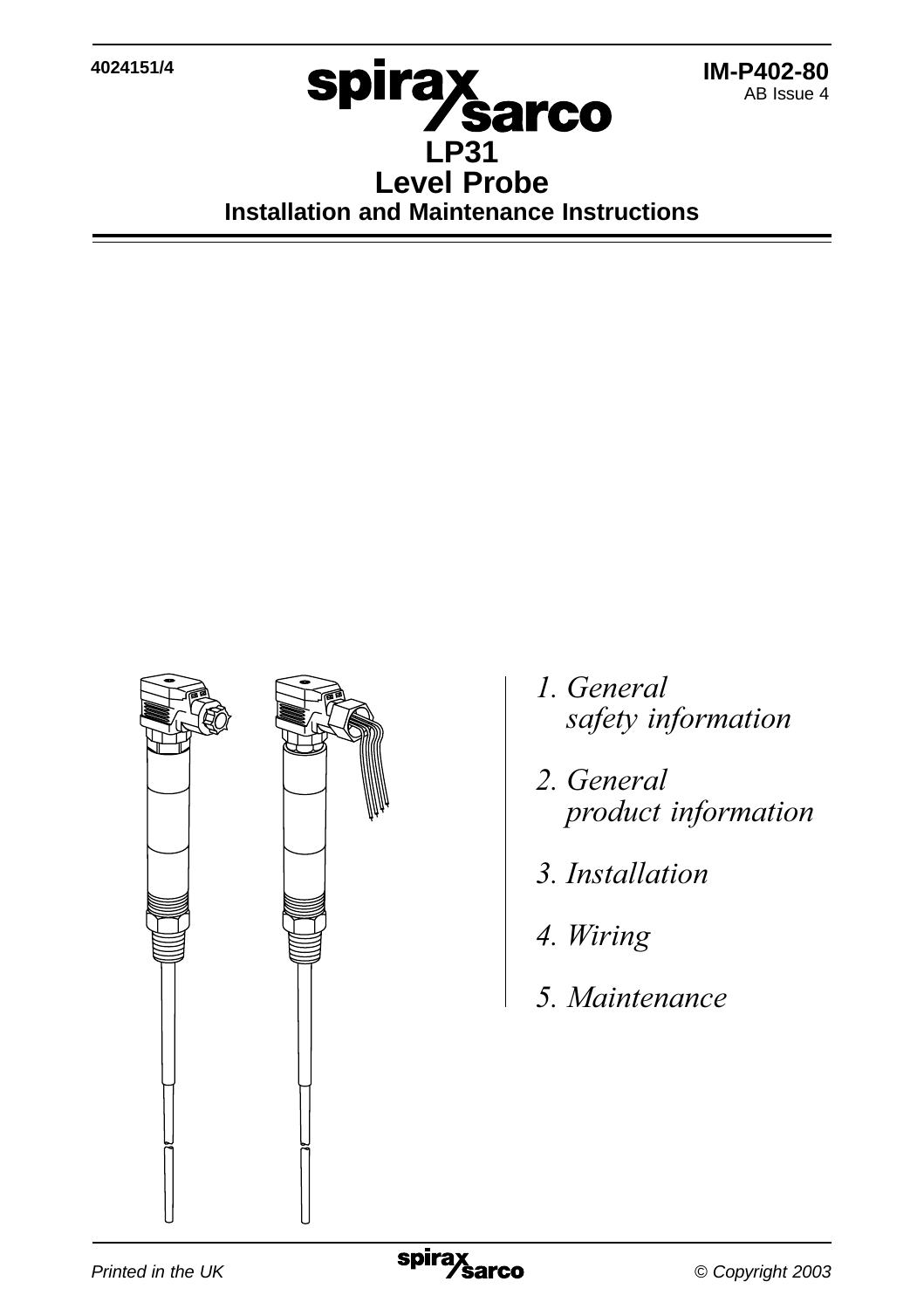4024151/4

IM-P402-80
AB Issue 4

# LP31
# Level Probe
## Installation and Maintenance Instructions

*1. General safety information*

*2. General product information*

*3. Installation*

*4. Wiring*

*5. Maintenance*

*Printed in the UK*

*© Copyright 2003*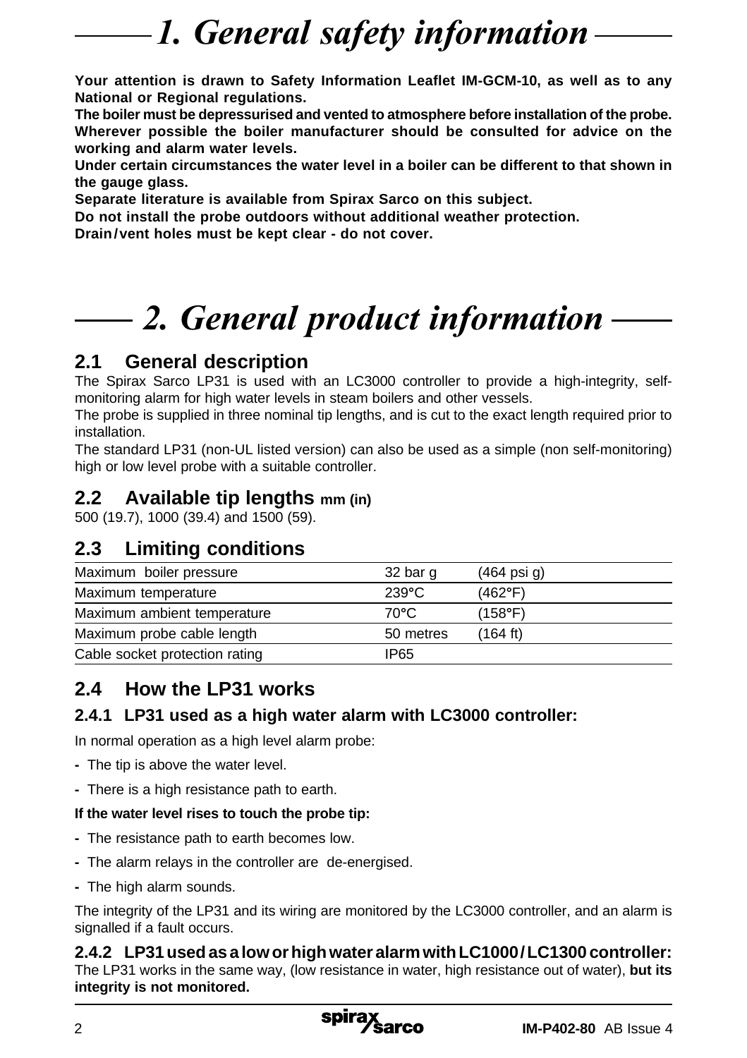# 1. General safety information

**Your attention is drawn to Safety Information Leaflet IM-GCM-10, as well as to any National or Regional regulations.**

**The boiler must be depressurised and vented to atmosphere before installation of the probe.**

**Wherever possible the boiler manufacturer should be consulted for advice on the working and alarm water levels.**

**Under certain circumstances the water level in a boiler can be different to that shown in the gauge glass.**

**Separate literature is available from Spirax Sarco on this subject.**

**Do not install the probe outdoors without additional weather protection.**

**Drain/vent holes must be kept clear - do not cover.**

# 2. General product information

## 2.1 General description

The Spirax Sarco LP31 is used with an LC3000 controller to provide a high-integrity, self-monitoring alarm for high water levels in steam boilers and other vessels.

The probe is supplied in three nominal tip lengths, and is cut to the exact length required prior to installation.

The standard LP31 (non-UL listed version) can also be used as a simple (non self-monitoring) high or low level probe with a suitable controller.

## 2.2 Available tip lengths mm (in)

500 (19.7), 1000 (39.4) and 1500 (59).

## 2.3 Limiting conditions

| | | |
|---|---|---|
| Maximum boiler pressure | 32 bar g | (464 psi g) |
| Maximum temperature | 239°C | (462°F) |
| Maximum ambient temperature | 70°C | (158°F) |
| Maximum probe cable length | 50 metres | (164 ft) |
| Cable socket protection rating | IP65 | |

## 2.4 How the LP31 works

### 2.4.1 LP31 used as a high water alarm with LC3000 controller:

In normal operation as a high level alarm probe:

- The tip is above the water level.
- There is a high resistance path to earth.

**If the water level rises to touch the probe tip:**

- The resistance path to earth becomes low.
- The alarm relays in the controller are de-energised.
- The high alarm sounds.

The integrity of the LP31 and its wiring are monitored by the LC3000 controller, and an alarm is signalled if a fault occurs.

### 2.4.2 LP31 used as a low or high water alarm with LC1000/LC1300 controller:

The LP31 works in the same way, (low resistance in water, high resistance out of water), **but its integrity is not monitored.**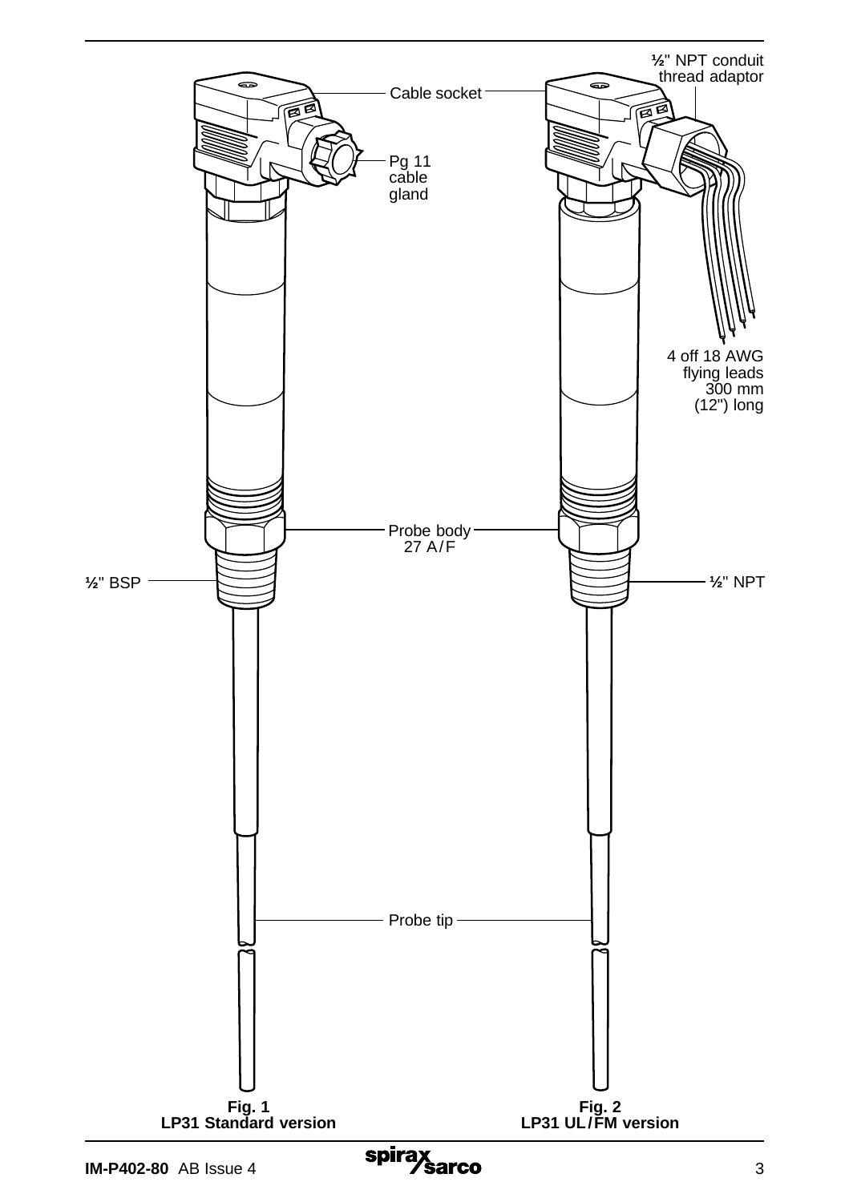Cable socket

Pg 11 cable gland

½" NPT conduit thread adaptor

4 off 18 AWG flying leads 300 mm (12") long

Probe body 27 A/F

½" BSP

½" NPT

Probe tip

**Fig. 1**
**LP31 Standard version**

**Fig. 2**
**LP31 UL/FM version**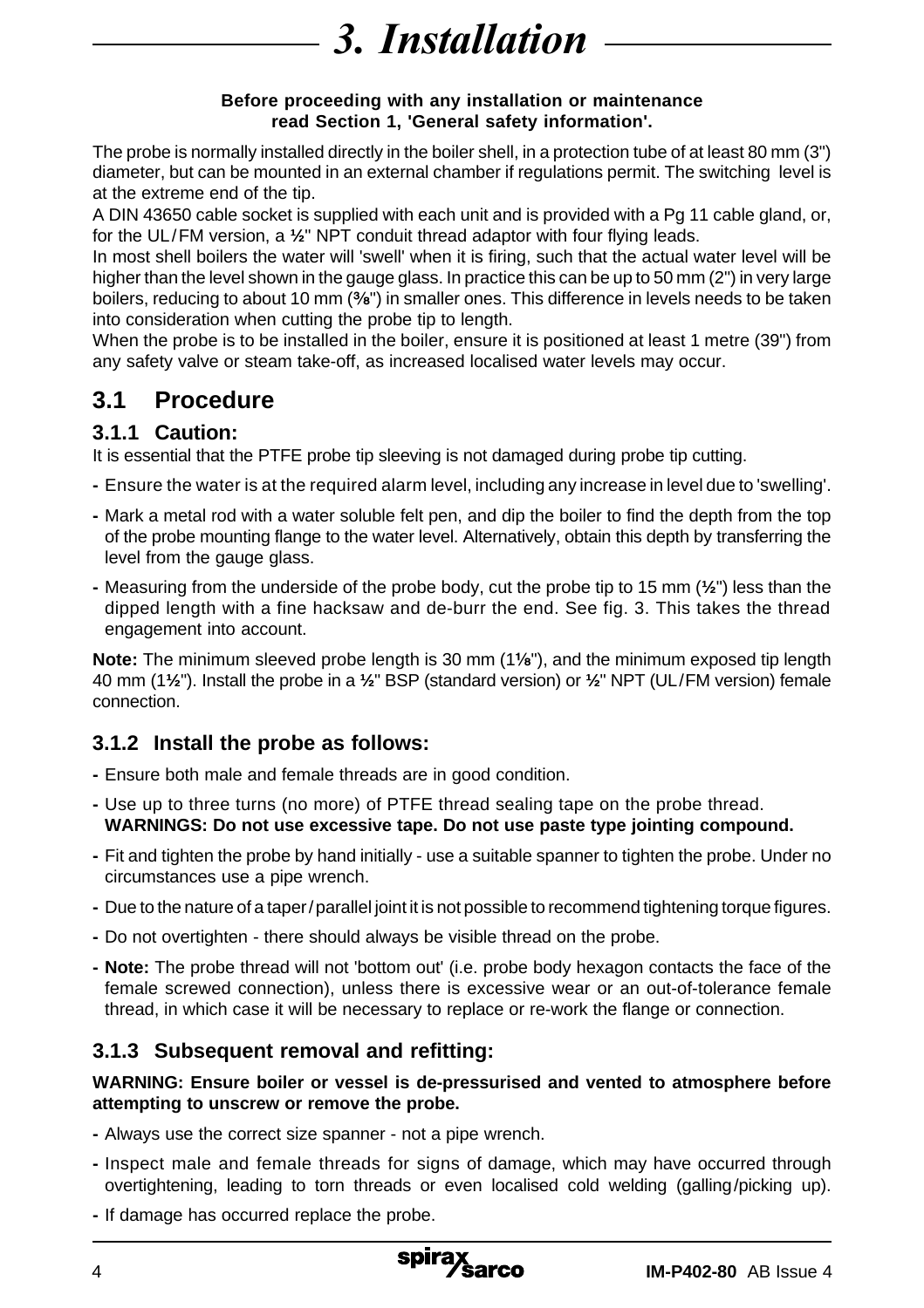# 3. Installation

**Before proceeding with any installation or maintenance read Section 1, 'General safety information'.**

The probe is normally installed directly in the boiler shell, in a protection tube of at least 80 mm (3") diameter, but can be mounted in an external chamber if regulations permit. The switching level is at the extreme end of the tip.

A DIN 43650 cable socket is supplied with each unit and is provided with a Pg 11 cable gland, or, for the UL/FM version, a ½" NPT conduit thread adaptor with four flying leads.

In most shell boilers the water will 'swell' when it is firing, such that the actual water level will be higher than the level shown in the gauge glass. In practice this can be up to 50 mm (2") in very large boilers, reducing to about 10 mm (⅜") in smaller ones. This difference in levels needs to be taken into consideration when cutting the probe tip to length.

When the probe is to be installed in the boiler, ensure it is positioned at least 1 metre (39") from any safety valve or steam take-off, as increased localised water levels may occur.

## 3.1 Procedure

### 3.1.1 Caution:

It is essential that the PTFE probe tip sleeving is not damaged during probe tip cutting.

- Ensure the water is at the required alarm level, including any increase in level due to 'swelling'.
- Mark a metal rod with a water soluble felt pen, and dip the boiler to find the depth from the top of the probe mounting flange to the water level. Alternatively, obtain this depth by transferring the level from the gauge glass.
- Measuring from the underside of the probe body, cut the probe tip to 15 mm (½") less than the dipped length with a fine hacksaw and de-burr the end. See fig. 3. This takes the thread engagement into account.

**Note:** The minimum sleeved probe length is 30 mm (1⅛"), and the minimum exposed tip length 40 mm (1½"). Install the probe in a ½" BSP (standard version) or ½" NPT (UL/FM version) female connection.

### 3.1.2 Install the probe as follows:

- Ensure both male and female threads are in good condition.
- Use up to three turns (no more) of PTFE thread sealing tape on the probe thread.
  **WARNINGS: Do not use excessive tape. Do not use paste type jointing compound.**
- Fit and tighten the probe by hand initially - use a suitable spanner to tighten the probe. Under no circumstances use a pipe wrench.
- Due to the nature of a taper/parallel joint it is not possible to recommend tightening torque figures.
- Do not overtighten - there should always be visible thread on the probe.
- **Note:** The probe thread will not 'bottom out' (i.e. probe body hexagon contacts the face of the female screwed connection), unless there is excessive wear or an out-of-tolerance female thread, in which case it will be necessary to replace or re-work the flange or connection.

### 3.1.3 Subsequent removal and refitting:

**WARNING: Ensure boiler or vessel is de-pressurised and vented to atmosphere before attempting to unscrew or remove the probe.**

- Always use the correct size spanner - not a pipe wrench.
- Inspect male and female threads for signs of damage, which may have occurred through overtightening, leading to torn threads or even localised cold welding (galling/picking up).
- If damage has occurred replace the probe.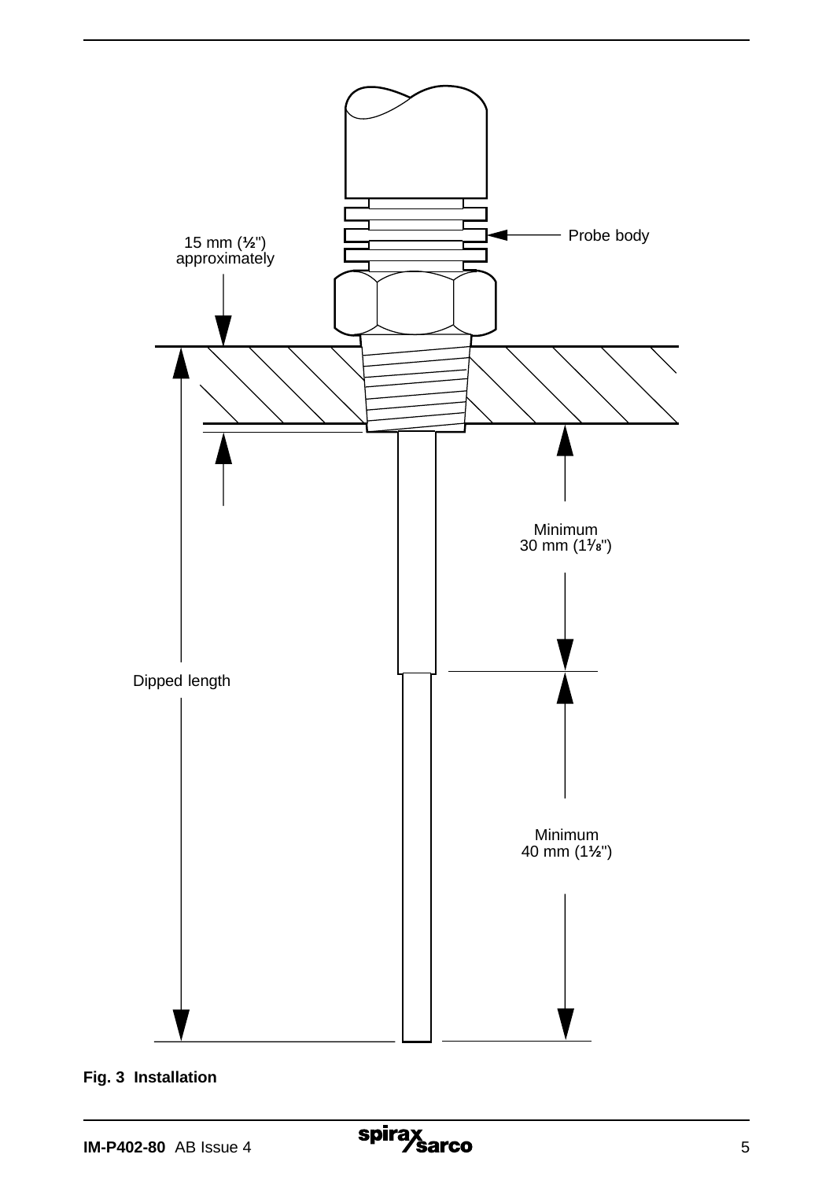Probe body

15 mm (½") approximately

Minimum 30 mm (1⅛")

Dipped length

Minimum 40 mm (1½")

**Fig. 3 Installation**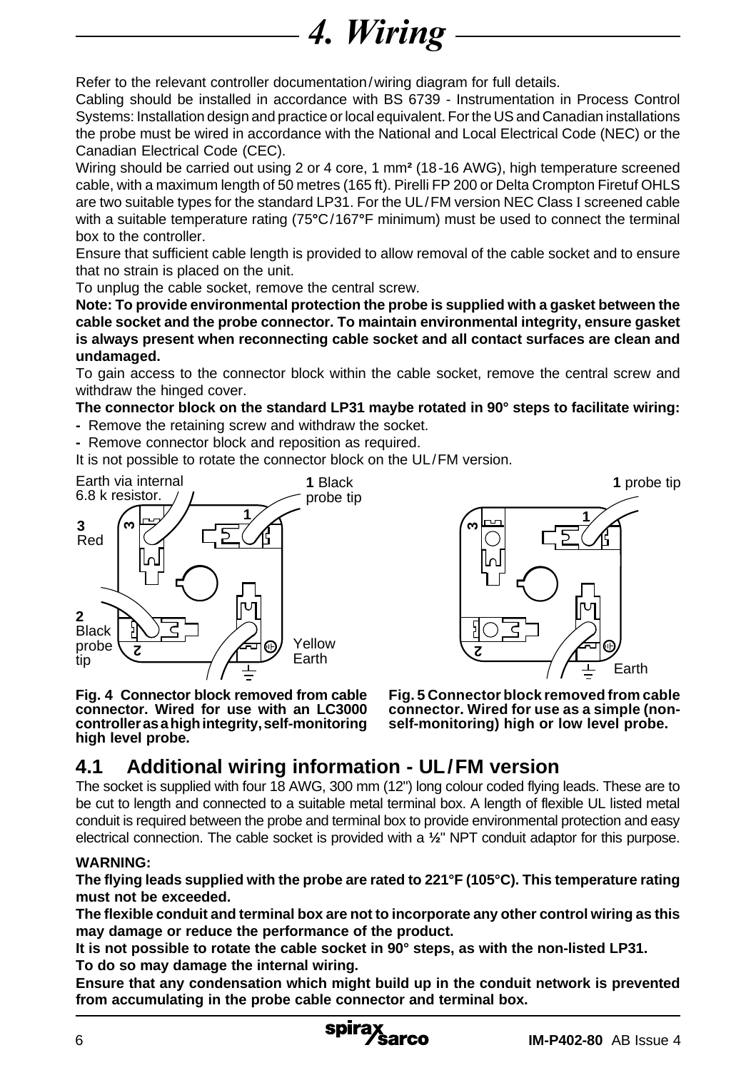# 4. Wiring

Refer to the relevant controller documentation/wiring diagram for full details.

Cabling should be installed in accordance with BS 6739 - Instrumentation in Process Control Systems: Installation design and practice or local equivalent. For the US and Canadian installations the probe must be wired in accordance with the National and Local Electrical Code (NEC) or the Canadian Electrical Code (CEC).

Wiring should be carried out using 2 or 4 core, 1 mm² (18-16 AWG), high temperature screened cable, with a maximum length of 50 metres (165 ft). Pirelli FP 200 or Delta Crompton Firetuf OHLS are two suitable types for the standard LP31. For the UL/FM version NEC Class I screened cable with a suitable temperature rating (75°C/167°F minimum) must be used to connect the terminal box to the controller.

Ensure that sufficient cable length is provided to allow removal of the cable socket and to ensure that no strain is placed on the unit.

To unplug the cable socket, remove the central screw.

**Note: To provide environmental protection the probe is supplied with a gasket between the cable socket and the probe connector. To maintain environmental integrity, ensure gasket is always present when reconnecting cable socket and all contact surfaces are clean and undamaged.**

To gain access to the connector block within the cable socket, remove the central screw and withdraw the hinged cover.

**The connector block on the standard LP31 maybe rotated in 90° steps to facilitate wiring:**

- Remove the retaining screw and withdraw the socket.
- Remove connector block and reposition as required.

It is not possible to rotate the connector block on the UL/FM version.

Earth via internal 6.8 k resistor.
**3** Red
**1** Black probe tip
**2** Black probe tip
Yellow Earth

**Fig. 4 Connector block removed from cable connector. Wired for use with an LC3000 controller as a high integrity, self-monitoring high level probe.**

**1** probe tip
Earth

**Fig. 5 Connector block removed from cable connector. Wired for use as a simple (non-self-monitoring) high or low level probe.**

## 4.1 Additional wiring information - UL/FM version

The socket is supplied with four 18 AWG, 300 mm (12") long colour coded flying leads. These are to be cut to length and connected to a suitable metal terminal box. A length of flexible UL listed metal conduit is required between the probe and terminal box to provide environmental protection and easy electrical connection. The cable socket is provided with a ½" NPT conduit adaptor for this purpose.

**WARNING:**

**The flying leads supplied with the probe are rated to 221°F (105°C). This temperature rating must not be exceeded.**

**The flexible conduit and terminal box are not to incorporate any other control wiring as this may damage or reduce the performance of the product.**

**It is not possible to rotate the cable socket in 90° steps, as with the non-listed LP31. To do so may damage the internal wiring.**

**Ensure that any condensation which might build up in the conduit network is prevented from accumulating in the probe cable connector and terminal box.**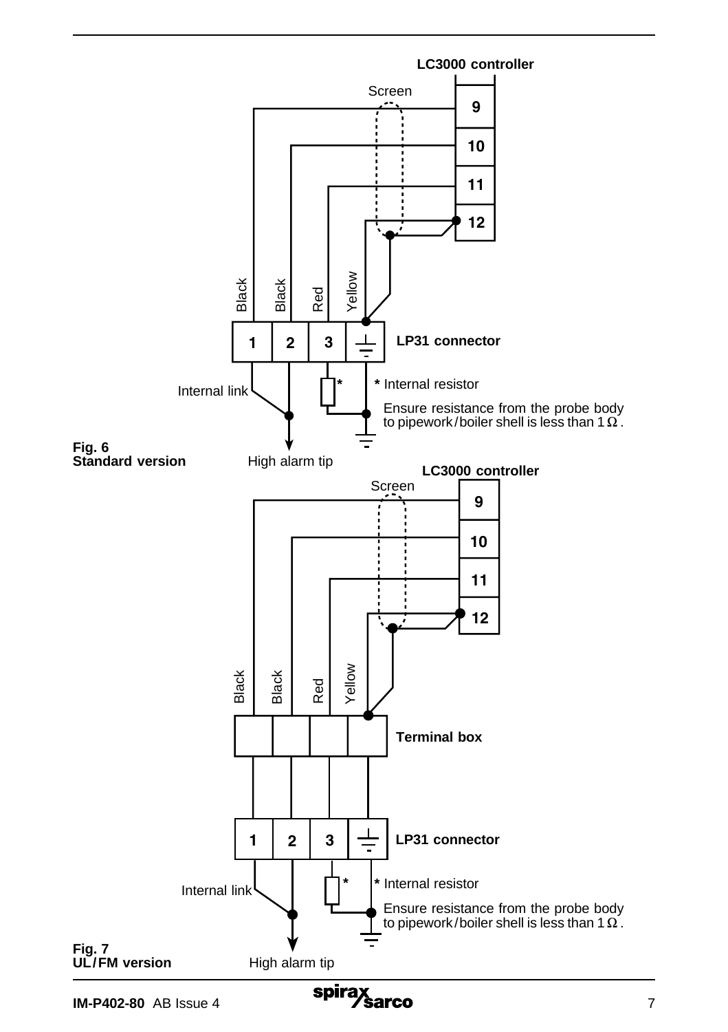LC3000 controller

Screen

9

10

11

12

Black Black Red Yellow

1 2 3

LP31 connector

Internal link

* Internal resistor

Ensure resistance from the probe body to pipework/boiler shell is less than 1 Ω.

High alarm tip

**Fig. 6**
**Standard version**

LC3000 controller

Screen

9

10

11

12

Black Black Red Yellow

Terminal box

1 2 3

LP31 connector

Internal link

* Internal resistor

Ensure resistance from the probe body to pipework/boiler shell is less than 1 Ω.

High alarm tip

**Fig. 7**
**UL/FM version**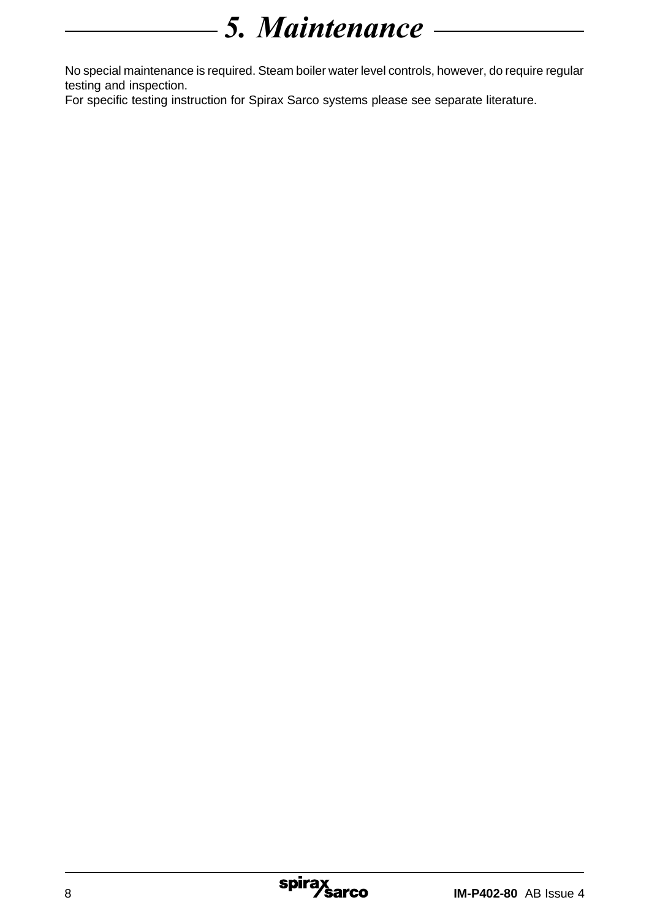# 5. Maintenance

No special maintenance is required. Steam boiler water level controls, however, do require regular testing and inspection.
For specific testing instruction for Spirax Sarco systems please see separate literature.